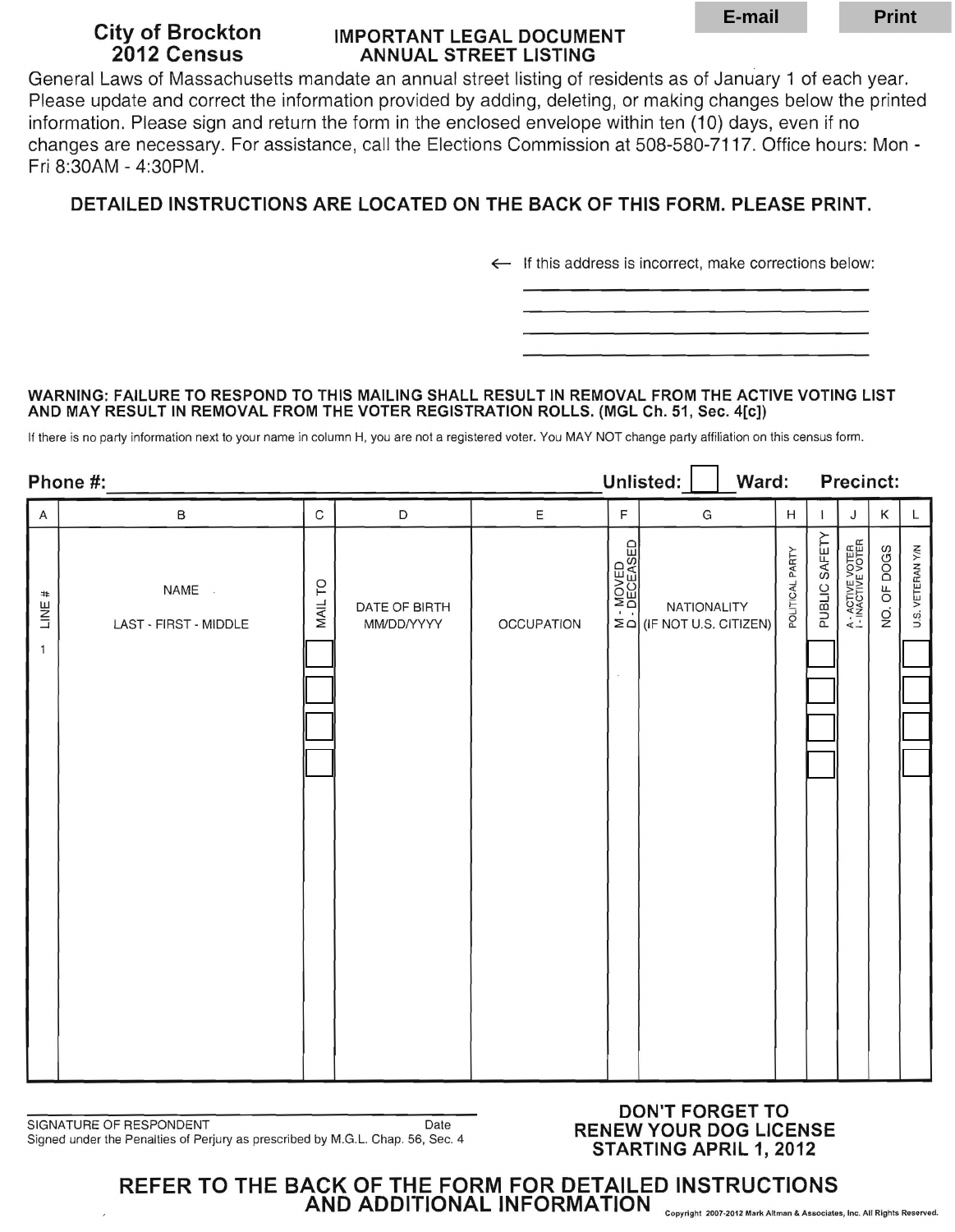E-mail Print

# City of Brockton 2012 Census

## IMPORTANT LEGAL DOCUMENT ANNUAL STREET LISTING

General Laws of Massachusetts mandate an annual street listing of residents as of January 1 of each year. Please update and correct the information provided by adding, deleting, or making changes below the printed information. Please sign and return the form in the enclosed envelope within ten (10) days, even if no changes are necessary. For assistance, call the Elections Commission at 508-580-7117. Office hours: Mon - Fri 8:30AM - 4:30PM.

**DETAILED INSTRUCTIONS ARE LOCATED ON THE BACK OF THIS FORM. PLEASE PRINT.**

← If this address is incorrect, make corrections below:

\_\_\_\_\_\_\_\_\_\_\_\_\_\_\_\_\_\_\_\_\_\_\_\_\_\_\_\_\_\_\_\_

\_\_\_\_\_\_\_\_\_\_\_\_\_\_\_\_\_\_\_\_\_\_\_\_\_\_\_\_\_\_\_\_

\_\_\_\_\_\_\_\_\_\_\_\_\_\_\_\_\_\_\_\_\_\_\_\_\_\_\_\_\_\_\_\_

\_\_\_\_\_\_\_\_\_\_\_\_\_\_\_\_\_\_\_\_\_\_\_\_\_\_\_\_\_\_\_\_

**WARNING: FAILURE TO RESPOND TO THIS MAILING SHALL RESULT IN REMOVAL FROM THE ACTIVE VOTING LIST AND MAY RESULT IN REMOVAL FROM THE VOTER REGISTRATION ROLLS. (MGL Ch. 51, Sec. 4[c])**

If there is no party information next to your name in column H, you are not a registered voter. You MAY NOT change party affiliation on this census form.

**Phone #:** \_\_\_\_\_\_\_\_\_\_\_\_\_\_\_\_\_\_\_\_ **Unlisted:** ☐ **Ward:** **Precinct:**

| A | B | C | D | E | F | G | H | I | J | K | L |
|---|---|---|---|---|---|---|---|---|---|---|---|
| LINE # | NAME<br>LAST - FIRST - MIDDLE | MAIL TO | DATE OF BIRTH<br>MM/DD/YYYY | OCCUPATION | M - MOVED<br>D - DECEASED | NATIONALITY<br>(IF NOT U.S. CITIZEN) | POLITICAL PARTY | PUBLIC SAFETY | A - ACTIVE VOTER<br>I - INACTIVE VOTER | NO. OF DOGS | U.S. VETERAN Y/N |
| 1 | | ☐ | | | | | | ☐ | | | ☐ |
| | | ☐ | | | | | | ☐ | | | ☐ |
| | | ☐ | | | | | | ☐ | | | ☐ |
| | | ☐ | | | | | | ☐ | | | ☐ |

\_\_\_\_\_\_\_\_\_\_\_\_\_\_\_\_\_\_\_\_\_\_\_\_\_\_\_\_\_\_\_\_

SIGNATURE OF RESPONDENT Date

Signed under the Penalties of Perjury as prescribed by M.G.L. Chap. 56, Sec. 4

**DON'T FORGET TO RENEW YOUR DOG LICENSE STARTING APRIL 1, 2012**

**REFER TO THE BACK OF THE FORM FOR DETAILED INSTRUCTIONS AND ADDITIONAL INFORMATION**

Copyright 2007-2012 Mark Altman & Associates, Inc. All Rights Reserved.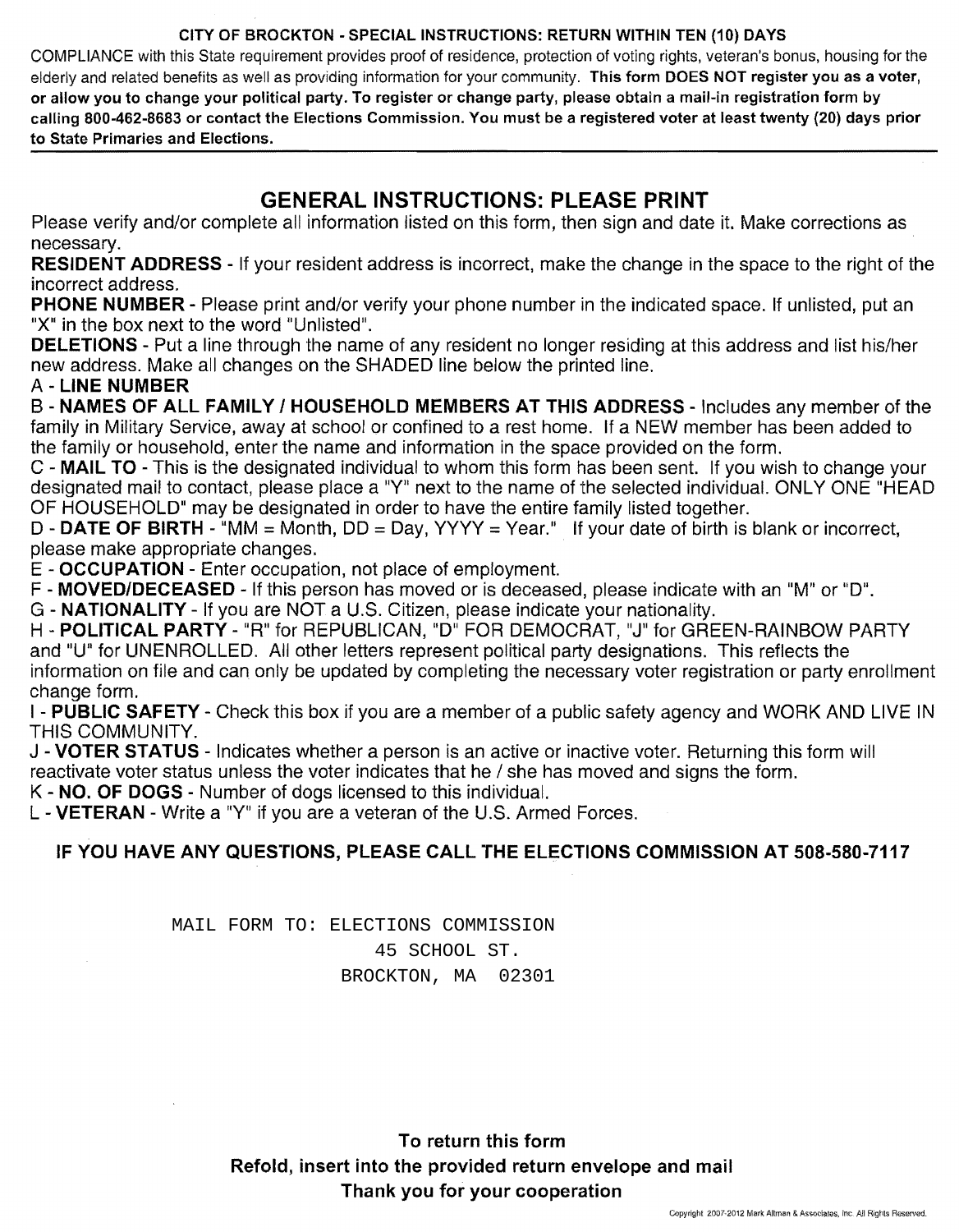**CITY OF BROCKTON - SPECIAL INSTRUCTIONS: RETURN WITHIN TEN (10) DAYS**

COMPLIANCE with this State requirement provides proof of residence, protection of voting rights, veteran's bonus, housing for the elderly and related benefits as well as providing information for your community. **This form DOES NOT register you as a voter, or allow you to change your political party. To register or change party, please obtain a mail-in registration form by calling 800-462-8683 or contact the Elections Commission. You must be a registered voter at least twenty (20) days prior to State Primaries and Elections.**

## GENERAL INSTRUCTIONS: PLEASE PRINT

Please verify and/or complete all information listed on this form, then sign and date it. Make corrections as necessary.

**RESIDENT ADDRESS** - If your resident address is incorrect, make the change in the space to the right of the incorrect address.

**PHONE NUMBER** - Please print and/or verify your phone number in the indicated space. If unlisted, put an "X" in the box next to the word "Unlisted".

**DELETIONS** - Put a line through the name of any resident no longer residing at this address and list his/her new address. Make all changes on the SHADED line below the printed line.

A - **LINE NUMBER**

B - **NAMES OF ALL FAMILY / HOUSEHOLD MEMBERS AT THIS ADDRESS** - Includes any member of the family in Military Service, away at school or confined to a rest home. If a NEW member has been added to the family or household, enter the name and information in the space provided on the form.

C - **MAIL TO** - This is the designated individual to whom this form has been sent. If you wish to change your designated mail to contact, please place a "Y" next to the name of the selected individual. ONLY ONE "HEAD OF HOUSEHOLD" may be designated in order to have the entire family listed together.

D - **DATE OF BIRTH** - "MM = Month, DD = Day, YYYY = Year." If your date of birth is blank or incorrect, please make appropriate changes.

E - **OCCUPATION** - Enter occupation, not place of employment.

F - **MOVED/DECEASED** - If this person has moved or is deceased, please indicate with an "M" or "D".

G - **NATIONALITY** - If you are NOT a U.S. Citizen, please indicate your nationality.

H - **POLITICAL PARTY** - "R" for REPUBLICAN, "D" FOR DEMOCRAT, "J" for GREEN-RAINBOW PARTY and "U" for UNENROLLED. All other letters represent political party designations. This reflects the information on file and can only be updated by completing the necessary voter registration or party enrollment change form.

I - **PUBLIC SAFETY** - Check this box if you are a member of a public safety agency and WORK AND LIVE IN THIS COMMUNITY.

J - **VOTER STATUS** - Indicates whether a person is an active or inactive voter. Returning this form will reactivate voter status unless the voter indicates that he / she has moved and signs the form.

K - **NO. OF DOGS** - Number of dogs licensed to this individual.

L - **VETERAN** - Write a "Y" if you are a veteran of the U.S. Armed Forces.

**IF YOU HAVE ANY QUESTIONS, PLEASE CALL THE ELECTIONS COMMISSION AT 508-580-7117**

MAIL FORM TO: ELECTIONS COMMISSION
45 SCHOOL ST.
BROCKTON, MA 02301

**To return this form**
**Refold, insert into the provided return envelope and mail**
**Thank you for your cooperation**

Copyright 2007-2012 Mark Altman & Associates, Inc. All Rights Reserved.